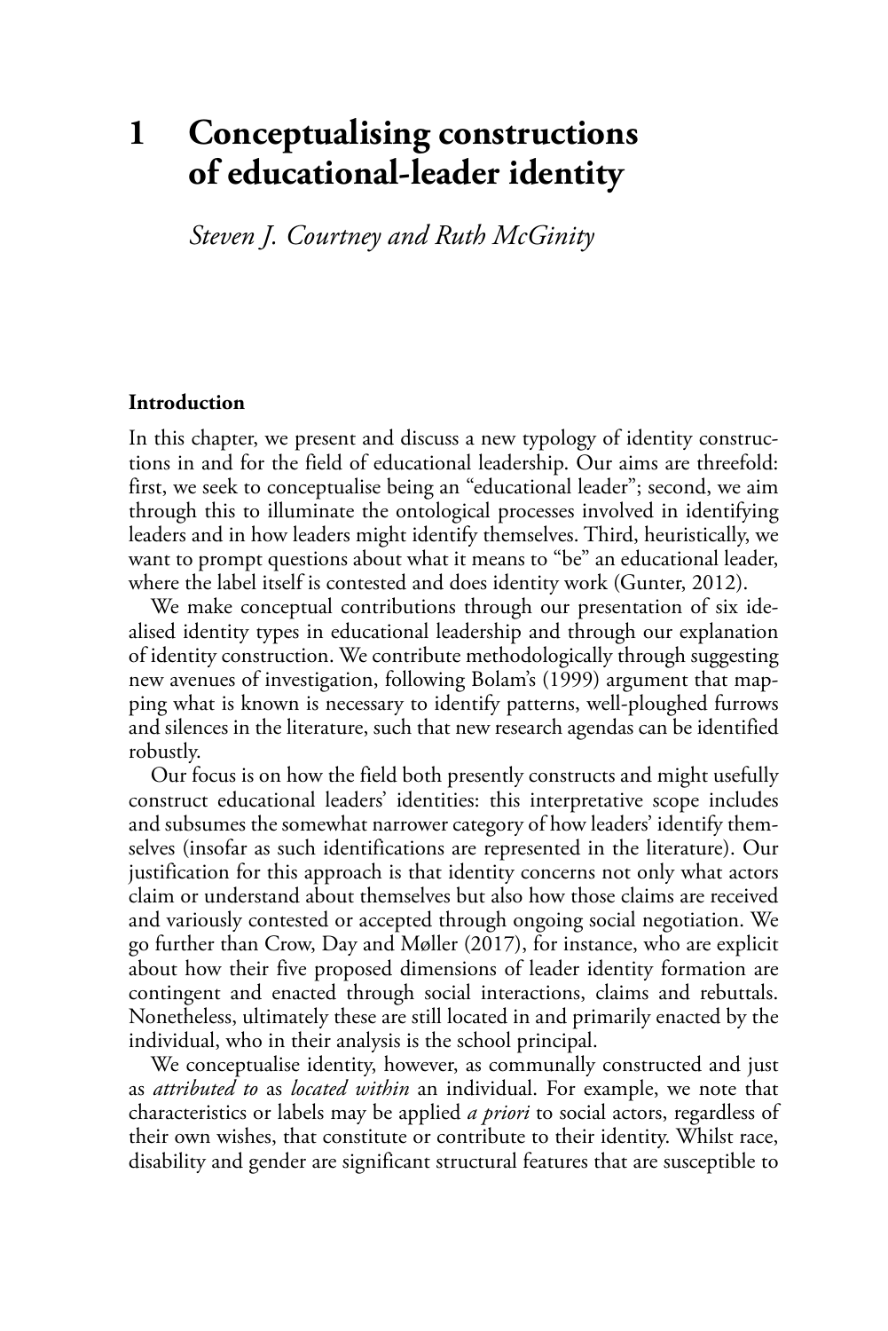# 1 Conceptualising constructions of educational-leader identity

*Steven J. Courtney and Ruth McGinity*

## Introduction

In this chapter, we present and discuss a new typology of identity constructions in and for the field of educational leadership. Our aims are threefold: first, we seek to conceptualise being an "educational leader"; second, we aim through this to illuminate the ontological processes involved in identifying leaders and in how leaders might identify themselves. Third, heuristically, we want to prompt questions about what it means to "be" an educational leader, where the label itself is contested and does identity work (Gunter, 2012).

We make conceptual contributions through our presentation of six idealised identity types in educational leadership and through our explanation of identity construction. We contribute methodologically through suggesting new avenues of investigation, following Bolam's (1999) argument that mapping what is known is necessary to identify patterns, well-ploughed furrows and silences in the literature, such that new research agendas can be identified robustly.

Our focus is on how the field both presently constructs and might usefully construct educational leaders' identities: this interpretative scope includes and subsumes the somewhat narrower category of how leaders' identify themselves (insofar as such identifications are represented in the literature). Our justification for this approach is that identity concerns not only what actors claim or understand about themselves but also how those claims are received and variously contested or accepted through ongoing social negotiation. We go further than Crow, Day and Møller (2017), for instance, who are explicit about how their five proposed dimensions of leader identity formation are contingent and enacted through social interactions, claims and rebuttals. Nonetheless, ultimately these are still located in and primarily enacted by the individual, who in their analysis is the school principal.

We conceptualise identity, however, as communally constructed and just as *attributed to* as *located within* an individual. For example, we note that characteristics or labels may be applied *a priori* to social actors, regardless of their own wishes, that constitute or contribute to their identity. Whilst race, disability and gender are significant structural features that are susceptible to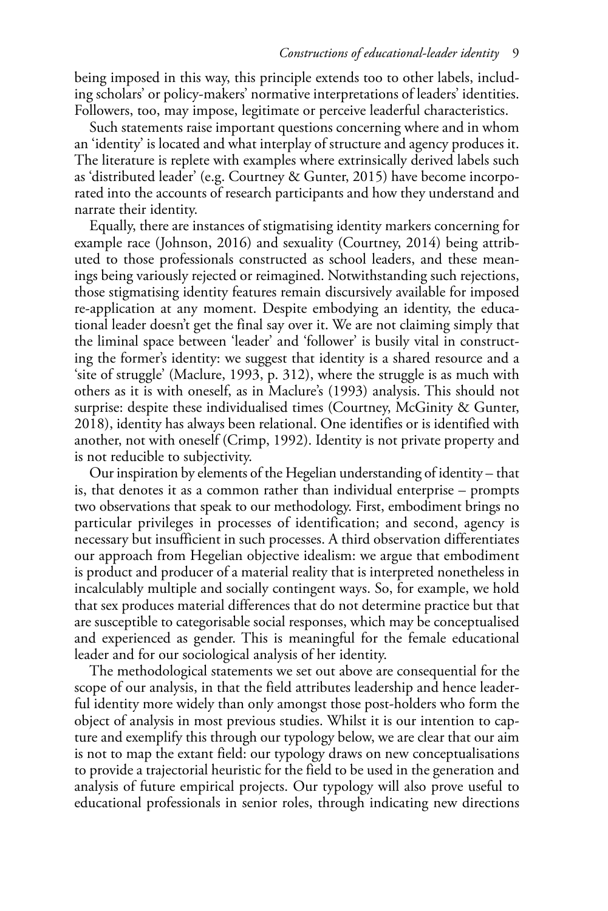being imposed in this way, this principle extends too to other labels, including scholars' or policy-makers' normative interpretations of leaders' identities. Followers, too, may impose, legitimate or perceive leaderful characteristics.

Such statements raise important questions concerning where and in whom an 'identity' is located and what interplay of structure and agency produces it. The literature is replete with examples where extrinsically derived labels such as 'distributed leader' (e.g. Courtney & Gunter, 2015) have become incorporated into the accounts of research participants and how they understand and narrate their identity.

Equally, there are instances of stigmatising identity markers concerning for example race (Johnson, 2016) and sexuality (Courtney, 2014) being attributed to those professionals constructed as school leaders, and these meanings being variously rejected or reimagined. Notwithstanding such rejections, those stigmatising identity features remain discursively available for imposed re-application at any moment. Despite embodying an identity, the educational leader doesn't get the final say over it. We are not claiming simply that the liminal space between 'leader' and 'follower' is busily vital in constructing the former's identity: we suggest that identity is a shared resource and a 'site of struggle' (Maclure, 1993, p. 312), where the struggle is as much with others as it is with oneself, as in Maclure's (1993) analysis. This should not surprise: despite these individualised times (Courtney, McGinity & Gunter, 2018), identity has always been relational. One identifies or is identified with another, not with oneself (Crimp, 1992). Identity is not private property and is not reducible to subjectivity.

Our inspiration by elements of the Hegelian understanding of identity – that is, that denotes it as a common rather than individual enterprise – prompts two observations that speak to our methodology. First, embodiment brings no particular privileges in processes of identification; and second, agency is necessary but insufficient in such processes. A third observation differentiates our approach from Hegelian objective idealism: we argue that embodiment is product and producer of a material reality that is interpreted nonetheless in incalculably multiple and socially contingent ways. So, for example, we hold that sex produces material differences that do not determine practice but that are susceptible to categorisable social responses, which may be conceptualised and experienced as gender. This is meaningful for the female educational leader and for our sociological analysis of her identity.

The methodological statements we set out above are consequential for the scope of our analysis, in that the field attributes leadership and hence leaderful identity more widely than only amongst those post-holders who form the object of analysis in most previous studies. Whilst it is our intention to capture and exemplify this through our typology below, we are clear that our aim is not to map the extant field: our typology draws on new conceptualisations to provide a trajectorial heuristic for the field to be used in the generation and analysis of future empirical projects. Our typology will also prove useful to educational professionals in senior roles, through indicating new directions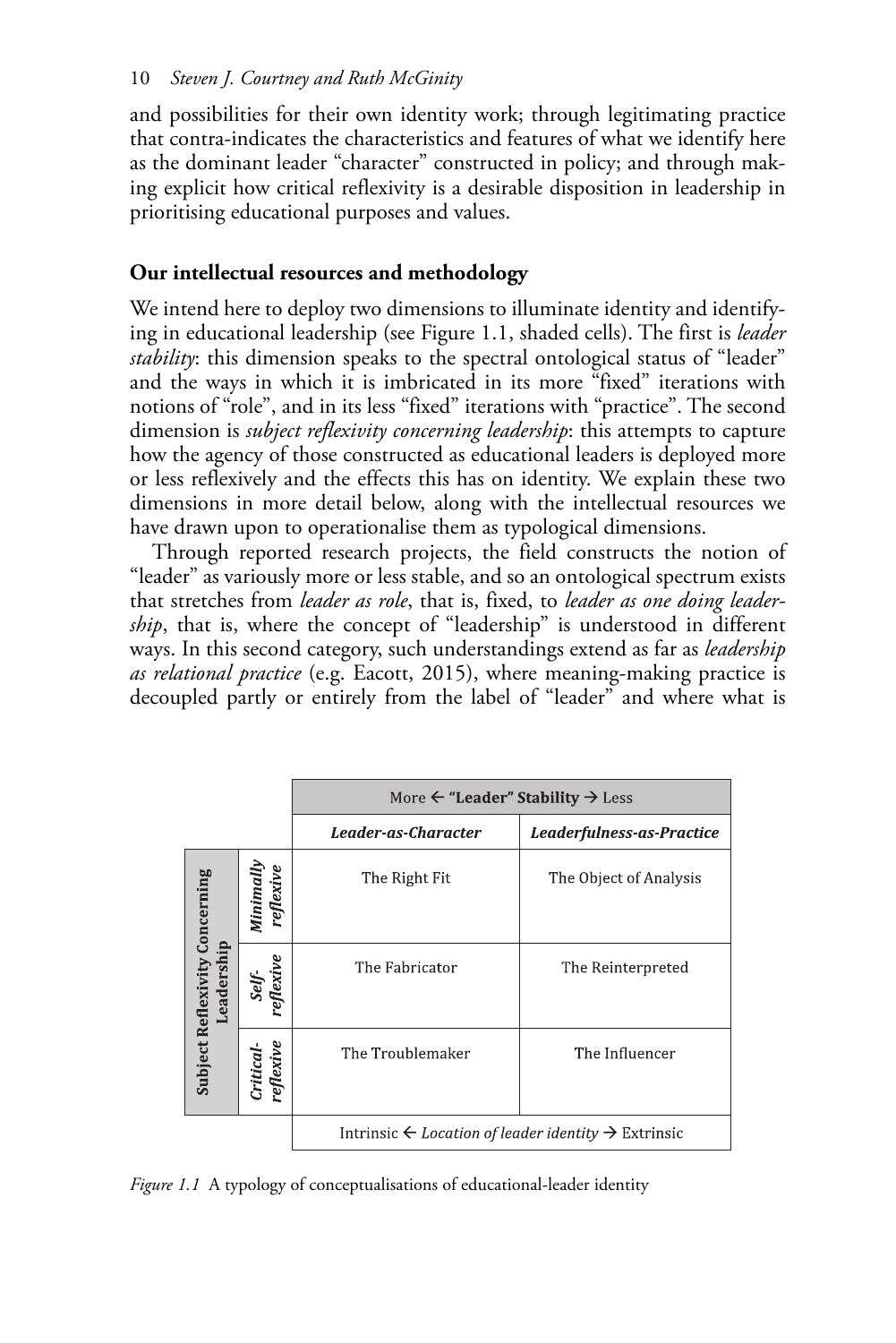and possibilities for their own identity work; through legitimating practice that contra-indicates the characteristics and features of what we identify here as the dominant leader "character" constructed in policy; and through making explicit how critical reflexivity is a desirable disposition in leadership in prioritising educational purposes and values.

## Our intellectual resources and methodology

We intend here to deploy two dimensions to illuminate identity and identifying in educational leadership (see Figure 1.1, shaded cells). The first is *leader stability*: this dimension speaks to the spectral ontological status of "leader" and the ways in which it is imbricated in its more "fixed" iterations with notions of "role", and in its less "fixed" iterations with "practice". The second dimension is *subject reflexivity concerning leadership*: this attempts to capture how the agency of those constructed as educational leaders is deployed more or less reflexively and the effects this has on identity. We explain these two dimensions in more detail below, along with the intellectual resources we have drawn upon to operationalise them as typological dimensions.

Through reported research projects, the field constructs the notion of "leader" as variously more or less stable, and so an ontological spectrum exists that stretches from *leader as role*, that is, fixed, to *leader as one doing leadership*, that is, where the concept of "leadership" is understood in different ways. In this second category, such understandings extend as far as *leadership as relational practice* (e.g. Eacott, 2015), where meaning-making practice is decoupled partly or entirely from the label of "leader" and where what is

| | | More ← **"Leader" Stability** → Less | |
|---|---|---|---|
| | | ***Leader-as-Character*** | ***Leaderfulness-as-Practice*** |
| **Subject Reflexivity Concerning Leadership** | ***Minimally reflexive*** | The Right Fit | The Object of Analysis |
| | ***Self-reflexive*** | The Fabricator | The Reinterpreted |
| | ***Critical-reflexive*** | The Troublemaker | The Influencer |
| | | Intrinsic ← *Location of leader identity* → Extrinsic | |

*Figure 1.1* A typology of conceptualisations of educational-leader identity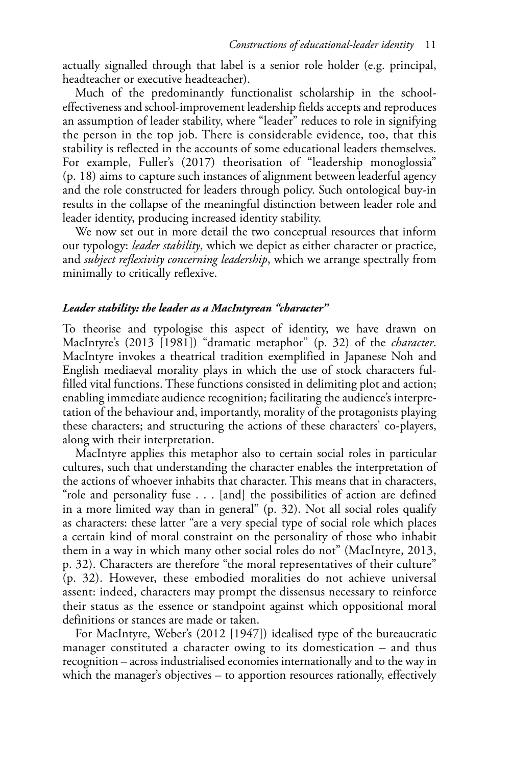actually signalled through that label is a senior role holder (e.g. principal, headteacher or executive headteacher).

Much of the predominantly functionalist scholarship in the school-effectiveness and school-improvement leadership fields accepts and reproduces an assumption of leader stability, where "leader" reduces to role in signifying the person in the top job. There is considerable evidence, too, that this stability is reflected in the accounts of some educational leaders themselves. For example, Fuller's (2017) theorisation of "leadership monoglossia" (p. 18) aims to capture such instances of alignment between leaderful agency and the role constructed for leaders through policy. Such ontological buy-in results in the collapse of the meaningful distinction between leader role and leader identity, producing increased identity stability.

We now set out in more detail the two conceptual resources that inform our typology: *leader stability*, which we depict as either character or practice, and *subject reflexivity concerning leadership*, which we arrange spectrally from minimally to critically reflexive.

### *Leader stability: the leader as a MacIntyrean "character"*

To theorise and typologise this aspect of identity, we have drawn on MacIntyre's (2013 [1981]) "dramatic metaphor" (p. 32) of the *character*. MacIntyre invokes a theatrical tradition exemplified in Japanese Noh and English mediaeval morality plays in which the use of stock characters fulfilled vital functions. These functions consisted in delimiting plot and action; enabling immediate audience recognition; facilitating the audience's interpretation of the behaviour and, importantly, morality of the protagonists playing these characters; and structuring the actions of these characters' co-players, along with their interpretation.

MacIntyre applies this metaphor also to certain social roles in particular cultures, such that understanding the character enables the interpretation of the actions of whoever inhabits that character. This means that in characters, "role and personality fuse . . . [and] the possibilities of action are defined in a more limited way than in general" (p. 32). Not all social roles qualify as characters: these latter "are a very special type of social role which places a certain kind of moral constraint on the personality of those who inhabit them in a way in which many other social roles do not" (MacIntyre, 2013, p. 32). Characters are therefore "the moral representatives of their culture" (p. 32). However, these embodied moralities do not achieve universal assent: indeed, characters may prompt the dissensus necessary to reinforce their status as the essence or standpoint against which oppositional moral definitions or stances are made or taken.

For MacIntyre, Weber's (2012 [1947]) idealised type of the bureaucratic manager constituted a character owing to its domestication – and thus recognition – across industrialised economies internationally and to the way in which the manager's objectives – to apportion resources rationally, effectively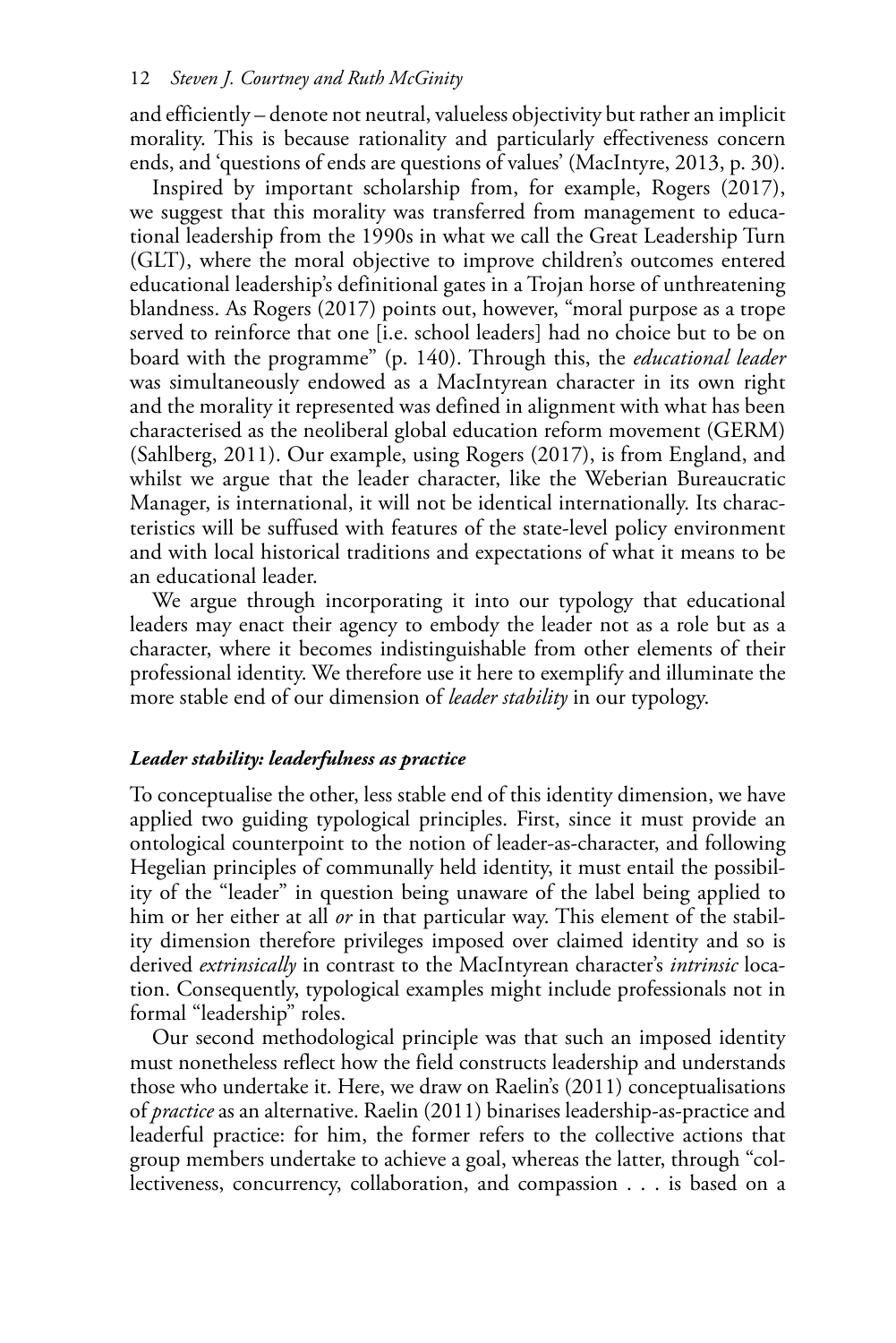and efficiently – denote not neutral, valueless objectivity but rather an implicit morality. This is because rationality and particularly effectiveness concern ends, and 'questions of ends are questions of values' (MacIntyre, 2013, p. 30).

Inspired by important scholarship from, for example, Rogers (2017), we suggest that this morality was transferred from management to educational leadership from the 1990s in what we call the Great Leadership Turn (GLT), where the moral objective to improve children's outcomes entered educational leadership's definitional gates in a Trojan horse of unthreatening blandness. As Rogers (2017) points out, however, "moral purpose as a trope served to reinforce that one [i.e. school leaders] had no choice but to be on board with the programme" (p. 140). Through this, the *educational leader* was simultaneously endowed as a MacIntyrean character in its own right and the morality it represented was defined in alignment with what has been characterised as the neoliberal global education reform movement (GERM) (Sahlberg, 2011). Our example, using Rogers (2017), is from England, and whilst we argue that the leader character, like the Weberian Bureaucratic Manager, is international, it will not be identical internationally. Its characteristics will be suffused with features of the state-level policy environment and with local historical traditions and expectations of what it means to be an educational leader.

We argue through incorporating it into our typology that educational leaders may enact their agency to embody the leader not as a role but as a character, where it becomes indistinguishable from other elements of their professional identity. We therefore use it here to exemplify and illuminate the more stable end of our dimension of *leader stability* in our typology.

### *Leader stability: leaderfulness as practice*

To conceptualise the other, less stable end of this identity dimension, we have applied two guiding typological principles. First, since it must provide an ontological counterpoint to the notion of leader-as-character, and following Hegelian principles of communally held identity, it must entail the possibility of the "leader" in question being unaware of the label being applied to him or her either at all *or* in that particular way. This element of the stability dimension therefore privileges imposed over claimed identity and so is derived *extrinsically* in contrast to the MacIntyrean character's *intrinsic* location. Consequently, typological examples might include professionals not in formal "leadership" roles.

Our second methodological principle was that such an imposed identity must nonetheless reflect how the field constructs leadership and understands those who undertake it. Here, we draw on Raelin's (2011) conceptualisations of *practice* as an alternative. Raelin (2011) binarises leadership-as-practice and leaderful practice: for him, the former refers to the collective actions that group members undertake to achieve a goal, whereas the latter, through "collectiveness, concurrency, collaboration, and compassion . . . is based on a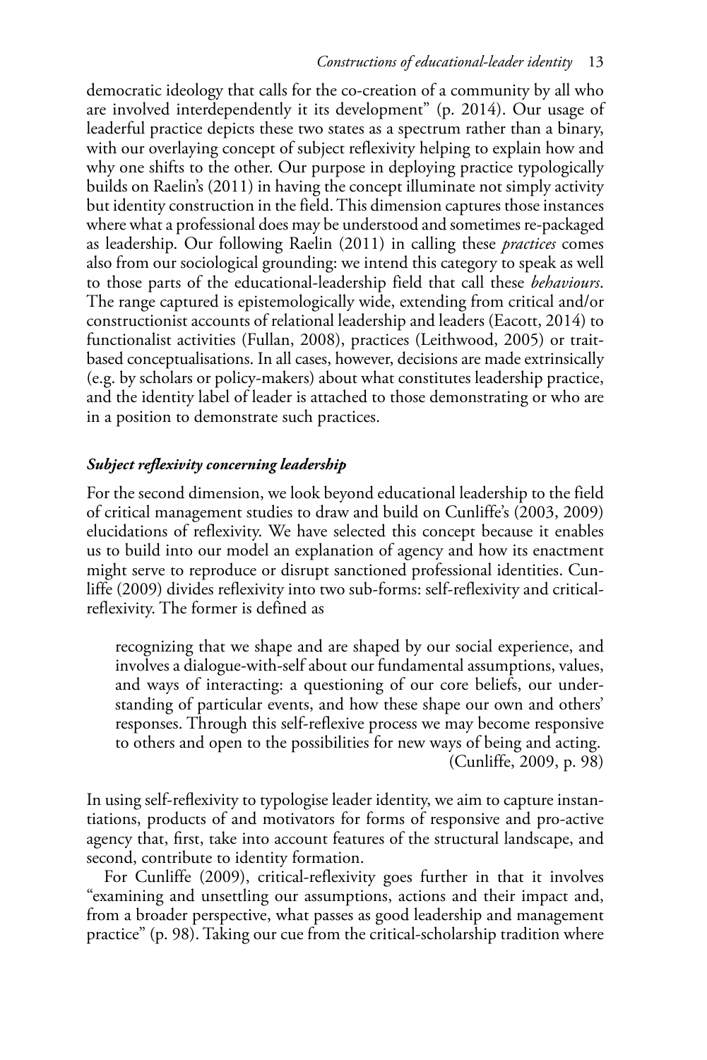democratic ideology that calls for the co-creation of a community by all who are involved interdependently it its development" (p. 2014). Our usage of leaderful practice depicts these two states as a spectrum rather than a binary, with our overlaying concept of subject reflexivity helping to explain how and why one shifts to the other. Our purpose in deploying practice typologically builds on Raelin's (2011) in having the concept illuminate not simply activity but identity construction in the field. This dimension captures those instances where what a professional does may be understood and sometimes re-packaged as leadership. Our following Raelin (2011) in calling these *practices* comes also from our sociological grounding: we intend this category to speak as well to those parts of the educational-leadership field that call these *behaviours*. The range captured is epistemologically wide, extending from critical and/or constructionist accounts of relational leadership and leaders (Eacott, 2014) to functionalist activities (Fullan, 2008), practices (Leithwood, 2005) or trait-based conceptualisations. In all cases, however, decisions are made extrinsically (e.g. by scholars or policy-makers) about what constitutes leadership practice, and the identity label of leader is attached to those demonstrating or who are in a position to demonstrate such practices.

### *Subject reflexivity concerning leadership*

For the second dimension, we look beyond educational leadership to the field of critical management studies to draw and build on Cunliffe's (2003, 2009) elucidations of reflexivity. We have selected this concept because it enables us to build into our model an explanation of agency and how its enactment might serve to reproduce or disrupt sanctioned professional identities. Cunliffe (2009) divides reflexivity into two sub-forms: self-reflexivity and critical-reflexivity. The former is defined as

> recognizing that we shape and are shaped by our social experience, and involves a dialogue-with-self about our fundamental assumptions, values, and ways of interacting: a questioning of our core beliefs, our understanding of particular events, and how these shape our own and others' responses. Through this self-reflexive process we may become responsive to others and open to the possibilities for new ways of being and acting.
> (Cunliffe, 2009, p. 98)

In using self-reflexivity to typologise leader identity, we aim to capture instantiations, products of and motivators for forms of responsive and pro-active agency that, first, take into account features of the structural landscape, and second, contribute to identity formation.

For Cunliffe (2009), critical-reflexivity goes further in that it involves "examining and unsettling our assumptions, actions and their impact and, from a broader perspective, what passes as good leadership and management practice" (p. 98). Taking our cue from the critical-scholarship tradition where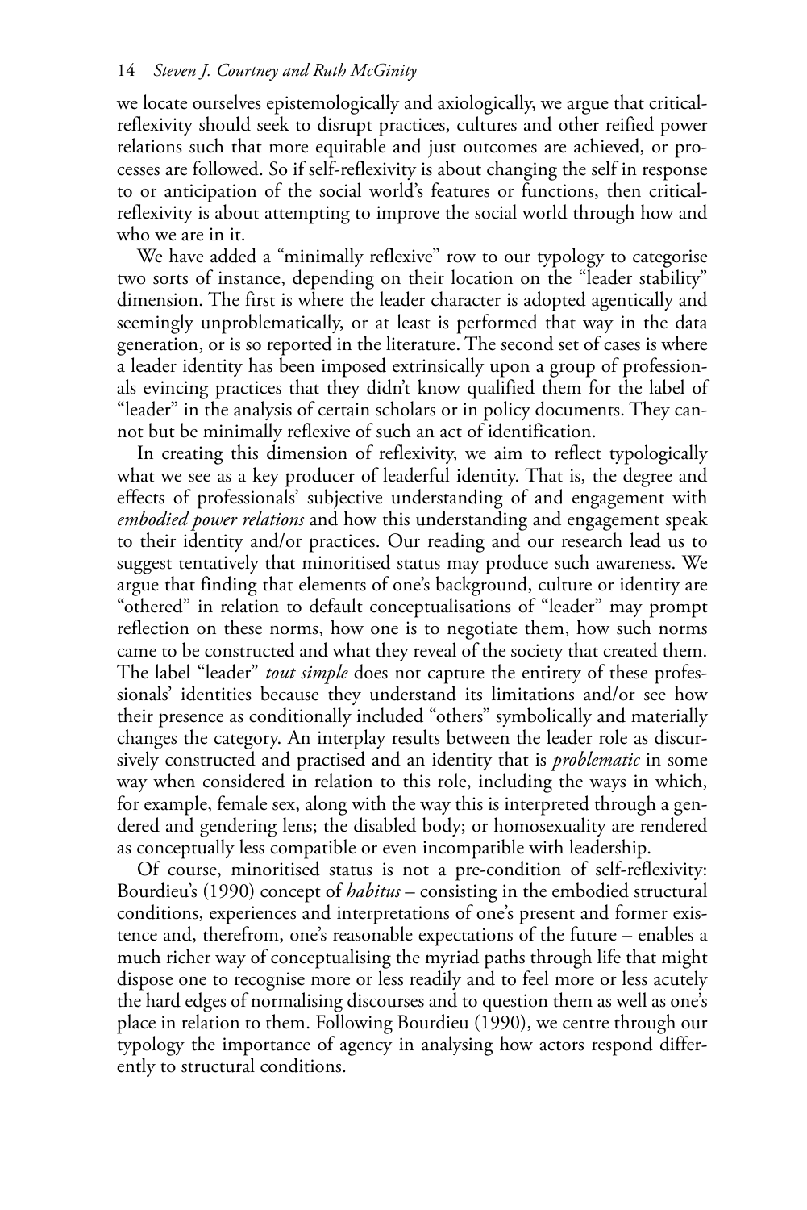we locate ourselves epistemologically and axiologically, we argue that critical-reflexivity should seek to disrupt practices, cultures and other reified power relations such that more equitable and just outcomes are achieved, or processes are followed. So if self-reflexivity is about changing the self in response to or anticipation of the social world's features or functions, then critical-reflexivity is about attempting to improve the social world through how and who we are in it.

We have added a "minimally reflexive" row to our typology to categorise two sorts of instance, depending on their location on the "leader stability" dimension. The first is where the leader character is adopted agentically and seemingly unproblematically, or at least is performed that way in the data generation, or is so reported in the literature. The second set of cases is where a leader identity has been imposed extrinsically upon a group of professionals evincing practices that they didn't know qualified them for the label of "leader" in the analysis of certain scholars or in policy documents. They cannot but be minimally reflexive of such an act of identification.

In creating this dimension of reflexivity, we aim to reflect typologically what we see as a key producer of leaderful identity. That is, the degree and effects of professionals' subjective understanding of and engagement with *embodied power relations* and how this understanding and engagement speak to their identity and/or practices. Our reading and our research lead us to suggest tentatively that minoritised status may produce such awareness. We argue that finding that elements of one's background, culture or identity are "othered" in relation to default conceptualisations of "leader" may prompt reflection on these norms, how one is to negotiate them, how such norms came to be constructed and what they reveal of the society that created them. The label "leader" *tout simple* does not capture the entirety of these professionals' identities because they understand its limitations and/or see how their presence as conditionally included "others" symbolically and materially changes the category. An interplay results between the leader role as discursively constructed and practised and an identity that is *problematic* in some way when considered in relation to this role, including the ways in which, for example, female sex, along with the way this is interpreted through a gendered and gendering lens; the disabled body; or homosexuality are rendered as conceptually less compatible or even incompatible with leadership.

Of course, minoritised status is not a pre-condition of self-reflexivity: Bourdieu's (1990) concept of *habitus* – consisting in the embodied structural conditions, experiences and interpretations of one's present and former existence and, therefrom, one's reasonable expectations of the future – enables a much richer way of conceptualising the myriad paths through life that might dispose one to recognise more or less readily and to feel more or less acutely the hard edges of normalising discourses and to question them as well as one's place in relation to them. Following Bourdieu (1990), we centre through our typology the importance of agency in analysing how actors respond differently to structural conditions.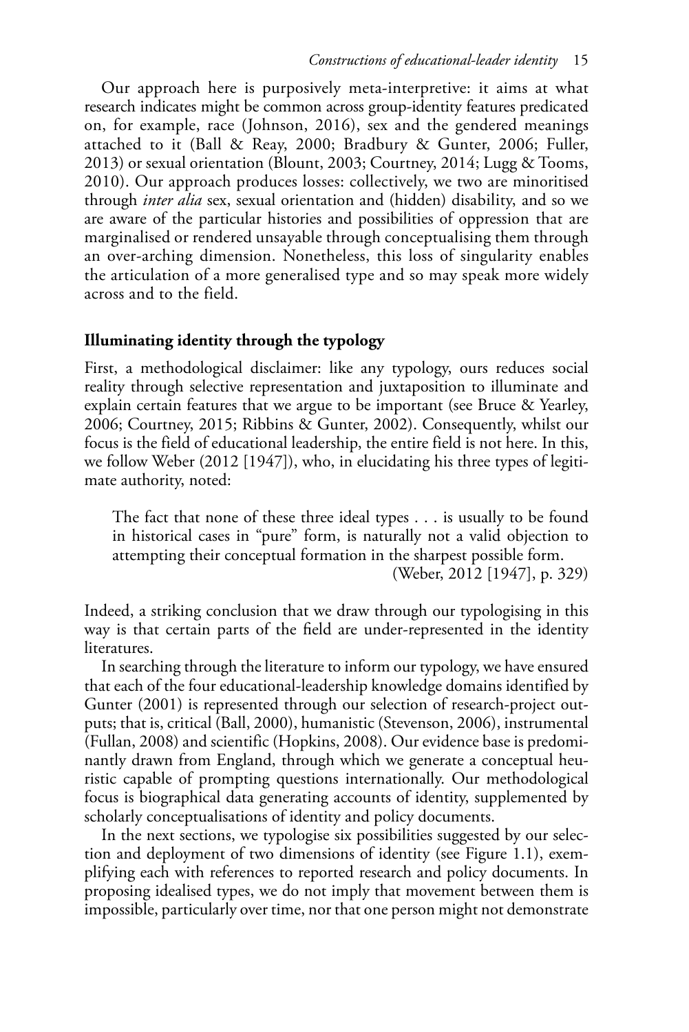Our approach here is purposively meta-interpretive: it aims at what research indicates might be common across group-identity features predicated on, for example, race (Johnson, 2016), sex and the gendered meanings attached to it (Ball & Reay, 2000; Bradbury & Gunter, 2006; Fuller, 2013) or sexual orientation (Blount, 2003; Courtney, 2014; Lugg & Tooms, 2010). Our approach produces losses: collectively, we two are minoritised through *inter alia* sex, sexual orientation and (hidden) disability, and so we are aware of the particular histories and possibilities of oppression that are marginalised or rendered unsayable through conceptualising them through an over-arching dimension. Nonetheless, this loss of singularity enables the articulation of a more generalised type and so may speak more widely across and to the field.

## Illuminating identity through the typology

First, a methodological disclaimer: like any typology, ours reduces social reality through selective representation and juxtaposition to illuminate and explain certain features that we argue to be important (see Bruce & Yearley, 2006; Courtney, 2015; Ribbins & Gunter, 2002). Consequently, whilst our focus is the field of educational leadership, the entire field is not here. In this, we follow Weber (2012 [1947]), who, in elucidating his three types of legitimate authority, noted:

> The fact that none of these three ideal types . . . is usually to be found in historical cases in "pure" form, is naturally not a valid objection to attempting their conceptual formation in the sharpest possible form.
> (Weber, 2012 [1947], p. 329)

Indeed, a striking conclusion that we draw through our typologising in this way is that certain parts of the field are under-represented in the identity literatures.

In searching through the literature to inform our typology, we have ensured that each of the four educational-leadership knowledge domains identified by Gunter (2001) is represented through our selection of research-project outputs; that is, critical (Ball, 2000), humanistic (Stevenson, 2006), instrumental (Fullan, 2008) and scientific (Hopkins, 2008). Our evidence base is predominantly drawn from England, through which we generate a conceptual heuristic capable of prompting questions internationally. Our methodological focus is biographical data generating accounts of identity, supplemented by scholarly conceptualisations of identity and policy documents.

In the next sections, we typologise six possibilities suggested by our selection and deployment of two dimensions of identity (see Figure 1.1), exemplifying each with references to reported research and policy documents. In proposing idealised types, we do not imply that movement between them is impossible, particularly over time, nor that one person might not demonstrate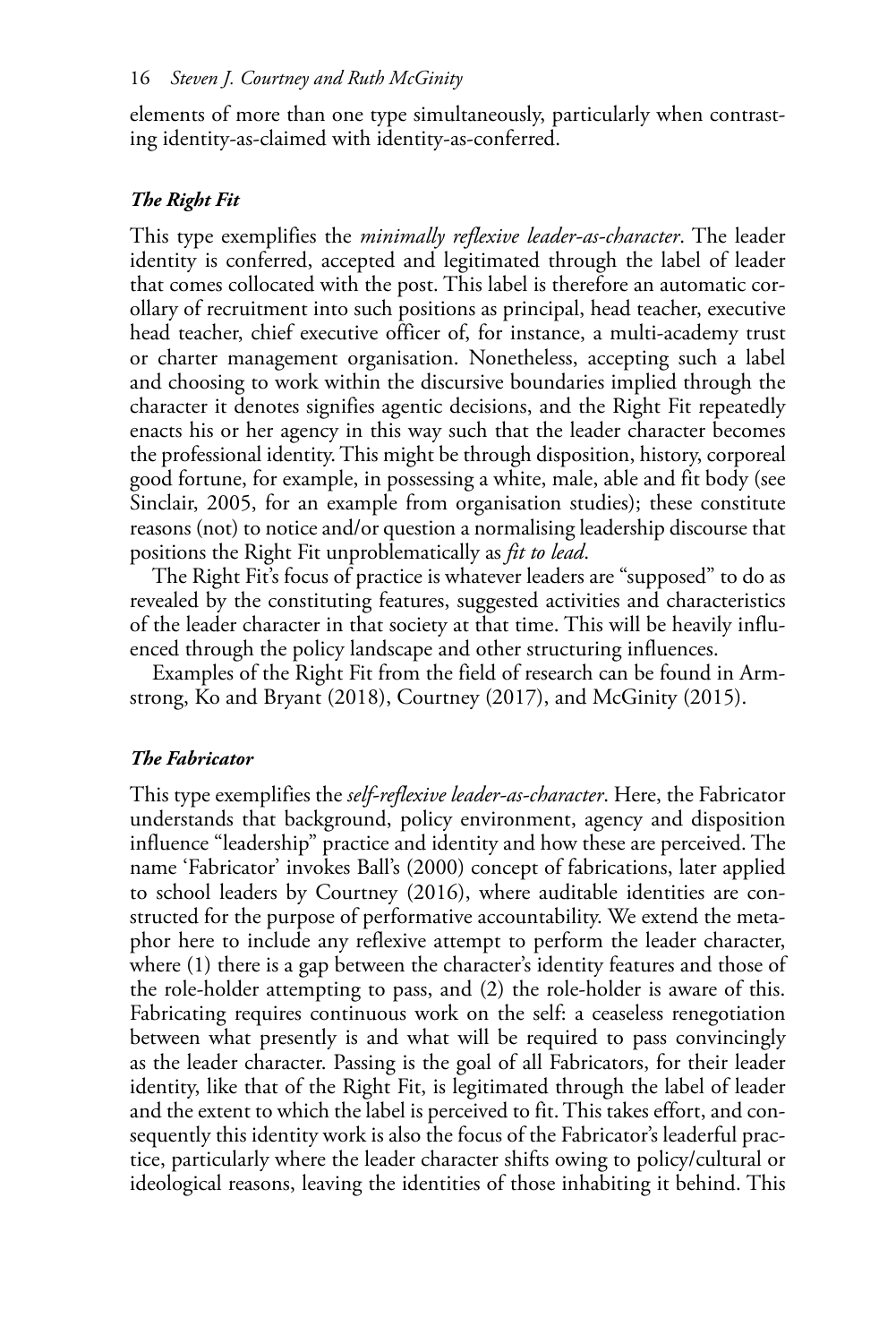elements of more than one type simultaneously, particularly when contrasting identity-as-claimed with identity-as-conferred.

### *The Right Fit*

This type exemplifies the *minimally reflexive leader-as-character*. The leader identity is conferred, accepted and legitimated through the label of leader that comes collocated with the post. This label is therefore an automatic corollary of recruitment into such positions as principal, head teacher, executive head teacher, chief executive officer of, for instance, a multi-academy trust or charter management organisation. Nonetheless, accepting such a label and choosing to work within the discursive boundaries implied through the character it denotes signifies agentic decisions, and the Right Fit repeatedly enacts his or her agency in this way such that the leader character becomes the professional identity. This might be through disposition, history, corporeal good fortune, for example, in possessing a white, male, able and fit body (see Sinclair, 2005, for an example from organisation studies); these constitute reasons (not) to notice and/or question a normalising leadership discourse that positions the Right Fit unproblematically as *fit to lead*.

The Right Fit's focus of practice is whatever leaders are "supposed" to do as revealed by the constituting features, suggested activities and characteristics of the leader character in that society at that time. This will be heavily influenced through the policy landscape and other structuring influences.

Examples of the Right Fit from the field of research can be found in Armstrong, Ko and Bryant (2018), Courtney (2017), and McGinity (2015).

### *The Fabricator*

This type exemplifies the *self-reflexive leader-as-character*. Here, the Fabricator understands that background, policy environment, agency and disposition influence "leadership" practice and identity and how these are perceived. The name 'Fabricator' invokes Ball's (2000) concept of fabrications, later applied to school leaders by Courtney (2016), where auditable identities are constructed for the purpose of performative accountability. We extend the metaphor here to include any reflexive attempt to perform the leader character, where (1) there is a gap between the character's identity features and those of the role-holder attempting to pass, and (2) the role-holder is aware of this. Fabricating requires continuous work on the self: a ceaseless renegotiation between what presently is and what will be required to pass convincingly as the leader character. Passing is the goal of all Fabricators, for their leader identity, like that of the Right Fit, is legitimated through the label of leader and the extent to which the label is perceived to fit. This takes effort, and consequently this identity work is also the focus of the Fabricator's leaderful practice, particularly where the leader character shifts owing to policy/cultural or ideological reasons, leaving the identities of those inhabiting it behind. This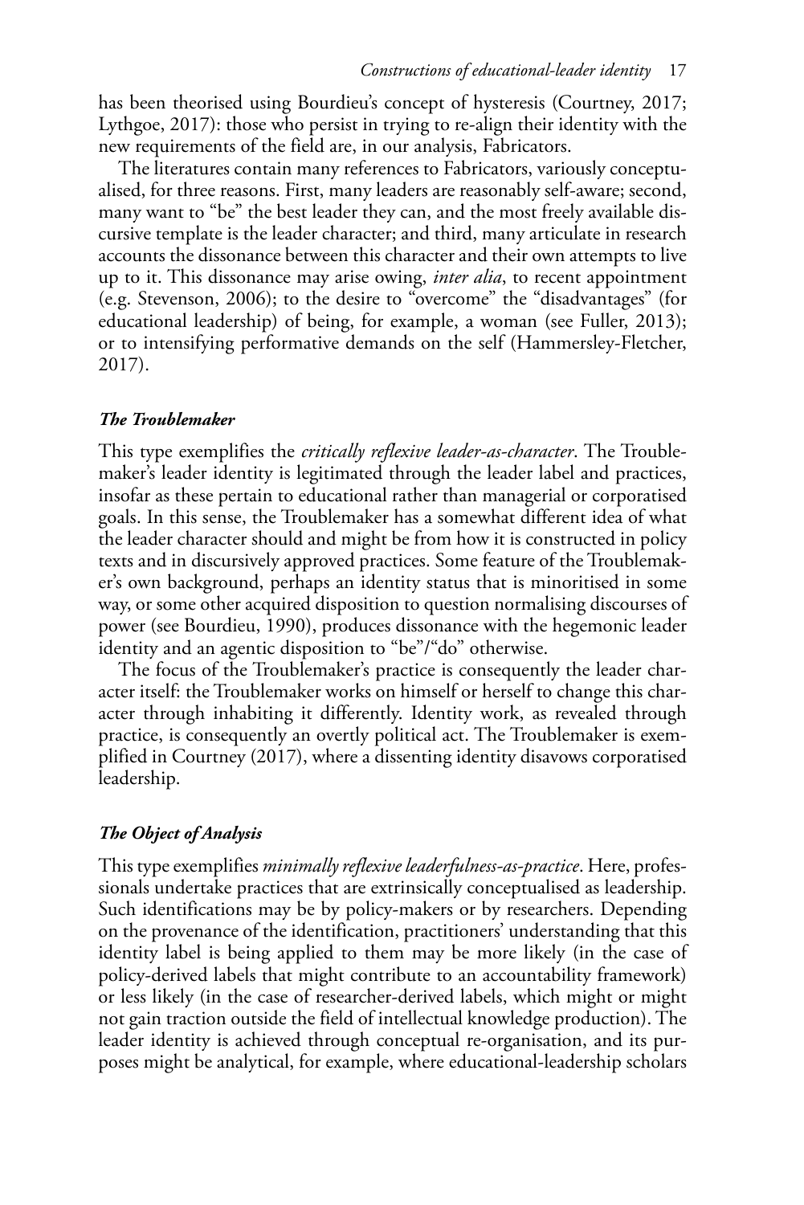has been theorised using Bourdieu's concept of hysteresis (Courtney, 2017; Lythgoe, 2017): those who persist in trying to re-align their identity with the new requirements of the field are, in our analysis, Fabricators.

The literatures contain many references to Fabricators, variously conceptualised, for three reasons. First, many leaders are reasonably self-aware; second, many want to "be" the best leader they can, and the most freely available discursive template is the leader character; and third, many articulate in research accounts the dissonance between this character and their own attempts to live up to it. This dissonance may arise owing, *inter alia*, to recent appointment (e.g. Stevenson, 2006); to the desire to "overcome" the "disadvantages" (for educational leadership) of being, for example, a woman (see Fuller, 2013); or to intensifying performative demands on the self (Hammersley-Fletcher, 2017).

### *The Troublemaker*

This type exemplifies the *critically reflexive leader-as-character*. The Troublemaker's leader identity is legitimated through the leader label and practices, insofar as these pertain to educational rather than managerial or corporatised goals. In this sense, the Troublemaker has a somewhat different idea of what the leader character should and might be from how it is constructed in policy texts and in discursively approved practices. Some feature of the Troublemaker's own background, perhaps an identity status that is minoritised in some way, or some other acquired disposition to question normalising discourses of power (see Bourdieu, 1990), produces dissonance with the hegemonic leader identity and an agentic disposition to "be"/"do" otherwise.

The focus of the Troublemaker's practice is consequently the leader character itself: the Troublemaker works on himself or herself to change this character through inhabiting it differently. Identity work, as revealed through practice, is consequently an overtly political act. The Troublemaker is exemplified in Courtney (2017), where a dissenting identity disavows corporatised leadership.

### *The Object of Analysis*

This type exemplifies *minimally reflexive leaderfulness-as-practice*. Here, professionals undertake practices that are extrinsically conceptualised as leadership. Such identifications may be by policy-makers or by researchers. Depending on the provenance of the identification, practitioners' understanding that this identity label is being applied to them may be more likely (in the case of policy-derived labels that might contribute to an accountability framework) or less likely (in the case of researcher-derived labels, which might or might not gain traction outside the field of intellectual knowledge production). The leader identity is achieved through conceptual re-organisation, and its purposes might be analytical, for example, where educational-leadership scholars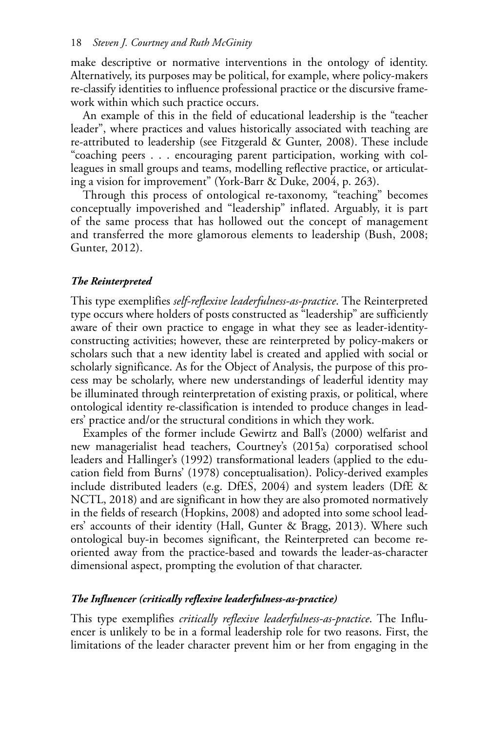make descriptive or normative interventions in the ontology of identity. Alternatively, its purposes may be political, for example, where policy-makers re-classify identities to influence professional practice or the discursive framework within which such practice occurs.

An example of this in the field of educational leadership is the "teacher leader", where practices and values historically associated with teaching are re-attributed to leadership (see Fitzgerald & Gunter, 2008). These include "coaching peers . . . encouraging parent participation, working with colleagues in small groups and teams, modelling reflective practice, or articulating a vision for improvement" (York-Barr & Duke, 2004, p. 263).

Through this process of ontological re-taxonomy, "teaching" becomes conceptually impoverished and "leadership" inflated. Arguably, it is part of the same process that has hollowed out the concept of management and transferred the more glamorous elements to leadership (Bush, 2008; Gunter, 2012).

### *The Reinterpreted*

This type exemplifies *self-reflexive leaderfulness-as-practice*. The Reinterpreted type occurs where holders of posts constructed as "leadership" are sufficiently aware of their own practice to engage in what they see as leader-identity-constructing activities; however, these are reinterpreted by policy-makers or scholars such that a new identity label is created and applied with social or scholarly significance. As for the Object of Analysis, the purpose of this process may be scholarly, where new understandings of leaderful identity may be illuminated through reinterpretation of existing praxis, or political, where ontological identity re-classification is intended to produce changes in leaders' practice and/or the structural conditions in which they work.

Examples of the former include Gewirtz and Ball's (2000) welfarist and new managerialist head teachers, Courtney's (2015a) corporatised school leaders and Hallinger's (1992) transformational leaders (applied to the education field from Burns' (1978) conceptualisation). Policy-derived examples include distributed leaders (e.g. DfES, 2004) and system leaders (DfE & NCTL, 2018) and are significant in how they are also promoted normatively in the fields of research (Hopkins, 2008) and adopted into some school leaders' accounts of their identity (Hall, Gunter & Bragg, 2013). Where such ontological buy-in becomes significant, the Reinterpreted can become re-oriented away from the practice-based and towards the leader-as-character dimensional aspect, prompting the evolution of that character.

### *The Influencer (critically reflexive leaderfulness-as-practice)*

This type exemplifies *critically reflexive leaderfulness-as-practice*. The Influencer is unlikely to be in a formal leadership role for two reasons. First, the limitations of the leader character prevent him or her from engaging in the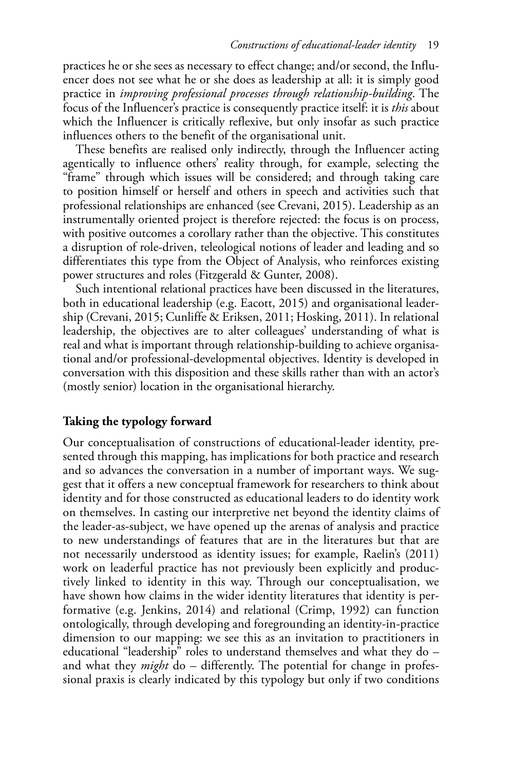practices he or she sees as necessary to effect change; and/or second, the Influencer does not see what he or she does as leadership at all: it is simply good practice in *improving professional processes through relationship-building*. The focus of the Influencer's practice is consequently practice itself: it is *this* about which the Influencer is critically reflexive, but only insofar as such practice influences others to the benefit of the organisational unit.

These benefits are realised only indirectly, through the Influencer acting agentically to influence others' reality through, for example, selecting the "frame" through which issues will be considered; and through taking care to position himself or herself and others in speech and activities such that professional relationships are enhanced (see Crevani, 2015). Leadership as an instrumentally oriented project is therefore rejected: the focus is on process, with positive outcomes a corollary rather than the objective. This constitutes a disruption of role-driven, teleological notions of leader and leading and so differentiates this type from the Object of Analysis, who reinforces existing power structures and roles (Fitzgerald & Gunter, 2008).

Such intentional relational practices have been discussed in the literatures, both in educational leadership (e.g. Eacott, 2015) and organisational leadership (Crevani, 2015; Cunliffe & Eriksen, 2011; Hosking, 2011). In relational leadership, the objectives are to alter colleagues' understanding of what is real and what is important through relationship-building to achieve organisational and/or professional-developmental objectives. Identity is developed in conversation with this disposition and these skills rather than with an actor's (mostly senior) location in the organisational hierarchy.

## Taking the typology forward

Our conceptualisation of constructions of educational-leader identity, presented through this mapping, has implications for both practice and research and so advances the conversation in a number of important ways. We suggest that it offers a new conceptual framework for researchers to think about identity and for those constructed as educational leaders to do identity work on themselves. In casting our interpretive net beyond the identity claims of the leader-as-subject, we have opened up the arenas of analysis and practice to new understandings of features that are in the literatures but that are not necessarily understood as identity issues; for example, Raelin's (2011) work on leaderful practice has not previously been explicitly and productively linked to identity in this way. Through our conceptualisation, we have shown how claims in the wider identity literatures that identity is performative (e.g. Jenkins, 2014) and relational (Crimp, 1992) can function ontologically, through developing and foregrounding an identity-in-practice dimension to our mapping: we see this as an invitation to practitioners in educational "leadership" roles to understand themselves and what they do – and what they *might* do – differently. The potential for change in professional praxis is clearly indicated by this typology but only if two conditions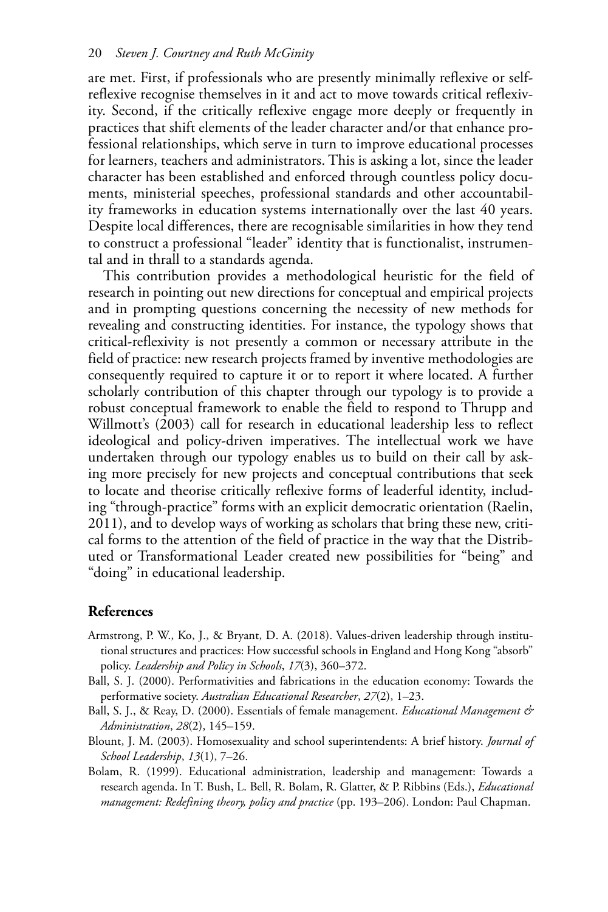are met. First, if professionals who are presently minimally reflexive or self-reflexive recognise themselves in it and act to move towards critical reflexivity. Second, if the critically reflexive engage more deeply or frequently in practices that shift elements of the leader character and/or that enhance professional relationships, which serve in turn to improve educational processes for learners, teachers and administrators. This is asking a lot, since the leader character has been established and enforced through countless policy documents, ministerial speeches, professional standards and other accountability frameworks in education systems internationally over the last 40 years. Despite local differences, there are recognisable similarities in how they tend to construct a professional "leader" identity that is functionalist, instrumental and in thrall to a standards agenda.

This contribution provides a methodological heuristic for the field of research in pointing out new directions for conceptual and empirical projects and in prompting questions concerning the necessity of new methods for revealing and constructing identities. For instance, the typology shows that critical-reflexivity is not presently a common or necessary attribute in the field of practice: new research projects framed by inventive methodologies are consequently required to capture it or to report it where located. A further scholarly contribution of this chapter through our typology is to provide a robust conceptual framework to enable the field to respond to Thrupp and Willmott's (2003) call for research in educational leadership less to reflect ideological and policy-driven imperatives. The intellectual work we have undertaken through our typology enables us to build on their call by asking more precisely for new projects and conceptual contributions that seek to locate and theorise critically reflexive forms of leaderful identity, including "through-practice" forms with an explicit democratic orientation (Raelin, 2011), and to develop ways of working as scholars that bring these new, critical forms to the attention of the field of practice in the way that the Distributed or Transformational Leader created new possibilities for "being" and "doing" in educational leadership.

## References

Armstrong, P. W., Ko, J., & Bryant, D. A. (2018). Values-driven leadership through institutional structures and practices: How successful schools in England and Hong Kong "absorb" policy. *Leadership and Policy in Schools*, *17*(3), 360–372.

Ball, S. J. (2000). Performativities and fabrications in the education economy: Towards the performative society. *Australian Educational Researcher*, *27*(2), 1–23.

Ball, S. J., & Reay, D. (2000). Essentials of female management. *Educational Management & Administration*, *28*(2), 145–159.

Blount, J. M. (2003). Homosexuality and school superintendents: A brief history. *Journal of School Leadership*, *13*(1), 7–26.

Bolam, R. (1999). Educational administration, leadership and management: Towards a research agenda. In T. Bush, L. Bell, R. Bolam, R. Glatter, & P. Ribbins (Eds.), *Educational management: Redefining theory, policy and practice* (pp. 193–206). London: Paul Chapman.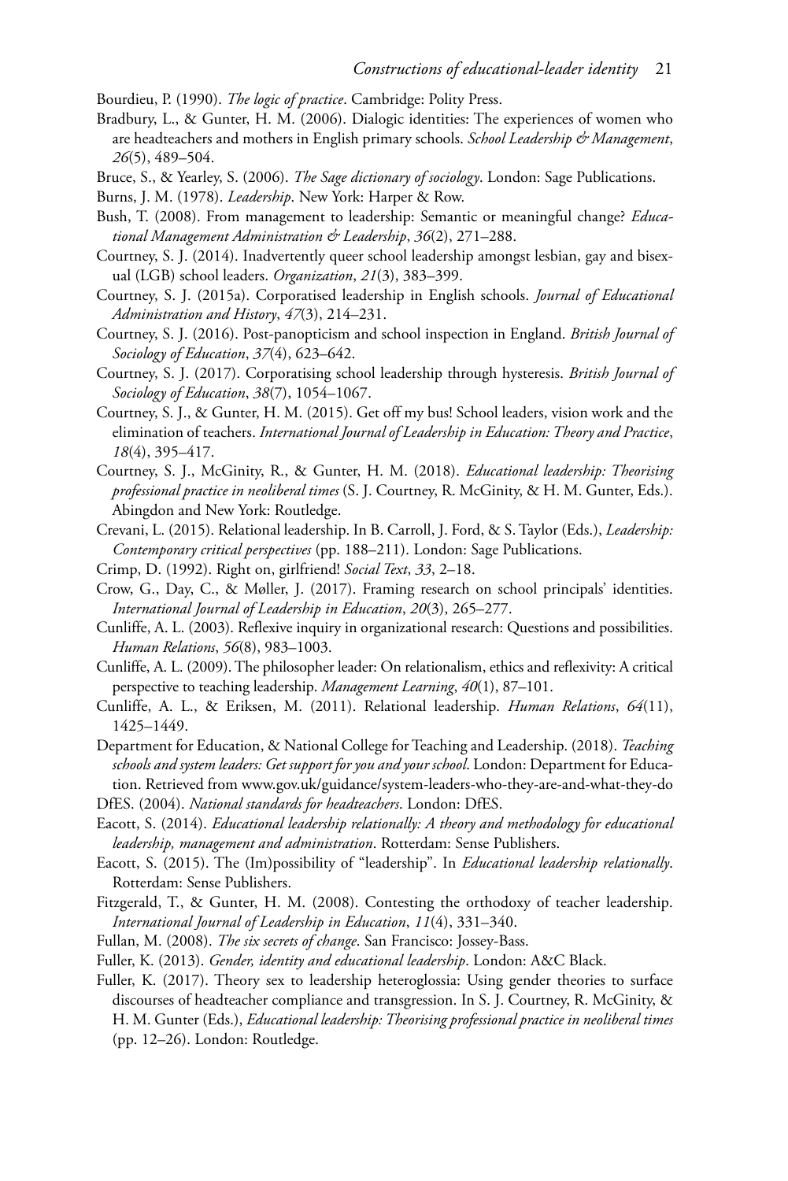Bourdieu, P. (1990). *The logic of practice*. Cambridge: Polity Press.

Bradbury, L., & Gunter, H. M. (2006). Dialogic identities: The experiences of women who are headteachers and mothers in English primary schools. *School Leadership & Management*, *26*(5), 489–504.

Bruce, S., & Yearley, S. (2006). *The Sage dictionary of sociology*. London: Sage Publications.

Burns, J. M. (1978). *Leadership*. New York: Harper & Row.

Bush, T. (2008). From management to leadership: Semantic or meaningful change? *Educational Management Administration & Leadership*, *36*(2), 271–288.

Courtney, S. J. (2014). Inadvertently queer school leadership amongst lesbian, gay and bisexual (LGB) school leaders. *Organization*, *21*(3), 383–399.

Courtney, S. J. (2015a). Corporatised leadership in English schools. *Journal of Educational Administration and History*, *47*(3), 214–231.

Courtney, S. J. (2016). Post-panopticism and school inspection in England. *British Journal of Sociology of Education*, *37*(4), 623–642.

Courtney, S. J. (2017). Corporatising school leadership through hysteresis. *British Journal of Sociology of Education*, *38*(7), 1054–1067.

Courtney, S. J., & Gunter, H. M. (2015). Get off my bus! School leaders, vision work and the elimination of teachers. *International Journal of Leadership in Education: Theory and Practice*, *18*(4), 395–417.

Courtney, S. J., McGinity, R., & Gunter, H. M. (2018). *Educational leadership: Theorising professional practice in neoliberal times* (S. J. Courtney, R. McGinity, & H. M. Gunter, Eds.). Abingdon and New York: Routledge.

Crevani, L. (2015). Relational leadership. In B. Carroll, J. Ford, & S. Taylor (Eds.), *Leadership: Contemporary critical perspectives* (pp. 188–211). London: Sage Publications.

Crimp, D. (1992). Right on, girlfriend! *Social Text*, *33*, 2–18.

Crow, G., Day, C., & Møller, J. (2017). Framing research on school principals' identities. *International Journal of Leadership in Education*, *20*(3), 265–277.

Cunliffe, A. L. (2003). Reflexive inquiry in organizational research: Questions and possibilities. *Human Relations*, *56*(8), 983–1003.

Cunliffe, A. L. (2009). The philosopher leader: On relationalism, ethics and reflexivity: A critical perspective to teaching leadership. *Management Learning*, *40*(1), 87–101.

Cunliffe, A. L., & Eriksen, M. (2011). Relational leadership. *Human Relations*, *64*(11), 1425–1449.

Department for Education, & National College for Teaching and Leadership. (2018). *Teaching schools and system leaders: Get support for you and your school*. London: Department for Education. Retrieved from www.gov.uk/guidance/system-leaders-who-they-are-and-what-they-do

DfES. (2004). *National standards for headteachers*. London: DfES.

Eacott, S. (2014). *Educational leadership relationally: A theory and methodology for educational leadership, management and administration*. Rotterdam: Sense Publishers.

Eacott, S. (2015). The (Im)possibility of "leadership". In *Educational leadership relationally*. Rotterdam: Sense Publishers.

Fitzgerald, T., & Gunter, H. M. (2008). Contesting the orthodoxy of teacher leadership. *International Journal of Leadership in Education*, *11*(4), 331–340.

Fullan, M. (2008). *The six secrets of change*. San Francisco: Jossey-Bass.

Fuller, K. (2013). *Gender, identity and educational leadership*. London: A&C Black.

Fuller, K. (2017). Theory sex to leadership heteroglossia: Using gender theories to surface discourses of headteacher compliance and transgression. In S. J. Courtney, R. McGinity, & H. M. Gunter (Eds.), *Educational leadership: Theorising professional practice in neoliberal times* (pp. 12–26). London: Routledge.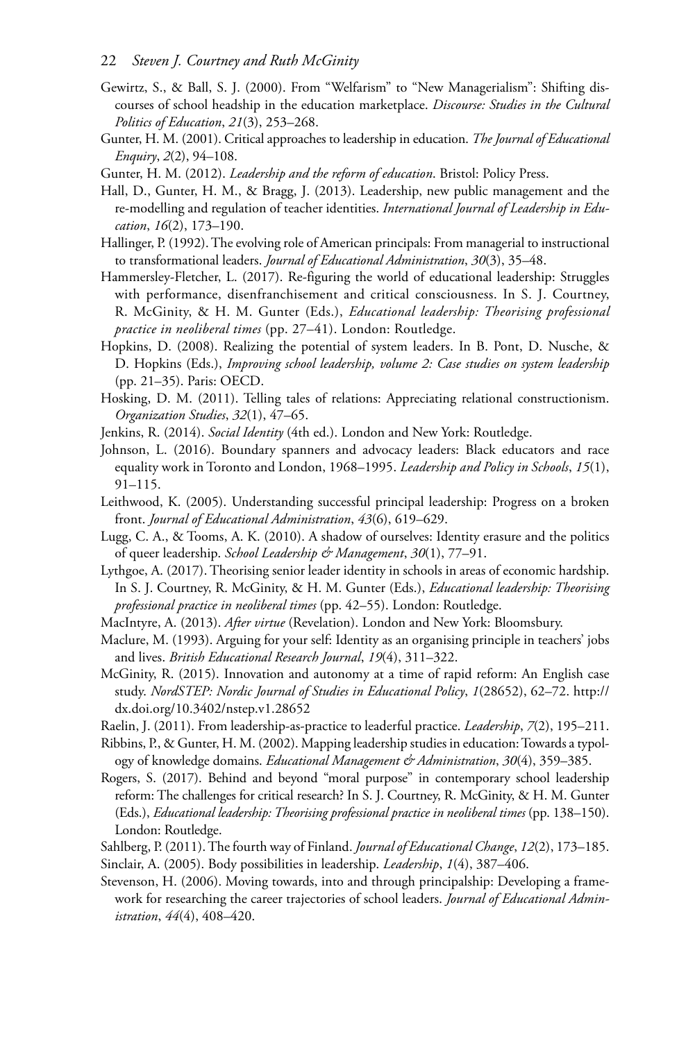Gewirtz, S., & Ball, S. J. (2000). From "Welfarism" to "New Managerialism": Shifting discourses of school headship in the education marketplace. *Discourse: Studies in the Cultural Politics of Education*, *21*(3), 253–268.

Gunter, H. M. (2001). Critical approaches to leadership in education. *The Journal of Educational Enquiry*, *2*(2), 94–108.

Gunter, H. M. (2012). *Leadership and the reform of education*. Bristol: Policy Press.

Hall, D., Gunter, H. M., & Bragg, J. (2013). Leadership, new public management and the re-modelling and regulation of teacher identities. *International Journal of Leadership in Education*, *16*(2), 173–190.

Hallinger, P. (1992). The evolving role of American principals: From managerial to instructional to transformational leaders. *Journal of Educational Administration*, *30*(3), 35–48.

Hammersley-Fletcher, L. (2017). Re-figuring the world of educational leadership: Struggles with performance, disenfranchisement and critical consciousness. In S. J. Courtney, R. McGinity, & H. M. Gunter (Eds.), *Educational leadership: Theorising professional practice in neoliberal times* (pp. 27–41). London: Routledge.

Hopkins, D. (2008). Realizing the potential of system leaders. In B. Pont, D. Nusche, & D. Hopkins (Eds.), *Improving school leadership, volume 2: Case studies on system leadership* (pp. 21–35). Paris: OECD.

Hosking, D. M. (2011). Telling tales of relations: Appreciating relational constructionism. *Organization Studies*, *32*(1), 47–65.

Jenkins, R. (2014). *Social Identity* (4th ed.). London and New York: Routledge.

Johnson, L. (2016). Boundary spanners and advocacy leaders: Black educators and race equality work in Toronto and London, 1968–1995. *Leadership and Policy in Schools*, *15*(1), 91–115.

Leithwood, K. (2005). Understanding successful principal leadership: Progress on a broken front. *Journal of Educational Administration*, *43*(6), 619–629.

Lugg, C. A., & Tooms, A. K. (2010). A shadow of ourselves: Identity erasure and the politics of queer leadership. *School Leadership & Management*, *30*(1), 77–91.

Lythgoe, A. (2017). Theorising senior leader identity in schools in areas of economic hardship. In S. J. Courtney, R. McGinity, & H. M. Gunter (Eds.), *Educational leadership: Theorising professional practice in neoliberal times* (pp. 42–55). London: Routledge.

MacIntyre, A. (2013). *After virtue* (Revelation). London and New York: Bloomsbury.

Maclure, M. (1993). Arguing for your self: Identity as an organising principle in teachers' jobs and lives. *British Educational Research Journal*, *19*(4), 311–322.

McGinity, R. (2015). Innovation and autonomy at a time of rapid reform: An English case study. *NordSTEP: Nordic Journal of Studies in Educational Policy*, *1*(28652), 62–72. http://dx.doi.org/10.3402/nstep.v1.28652

Raelin, J. (2011). From leadership-as-practice to leaderful practice. *Leadership*, *7*(2), 195–211.

Ribbins, P., & Gunter, H. M. (2002). Mapping leadership studies in education: Towards a typology of knowledge domains. *Educational Management & Administration*, *30*(4), 359–385.

Rogers, S. (2017). Behind and beyond "moral purpose" in contemporary school leadership reform: The challenges for critical research? In S. J. Courtney, R. McGinity, & H. M. Gunter (Eds.), *Educational leadership: Theorising professional practice in neoliberal times* (pp. 138–150). London: Routledge.

Sahlberg, P. (2011). The fourth way of Finland. *Journal of Educational Change*, *12*(2), 173–185.

Sinclair, A. (2005). Body possibilities in leadership. *Leadership*, *1*(4), 387–406.

Stevenson, H. (2006). Moving towards, into and through principalship: Developing a framework for researching the career trajectories of school leaders. *Journal of Educational Administration*, *44*(4), 408–420.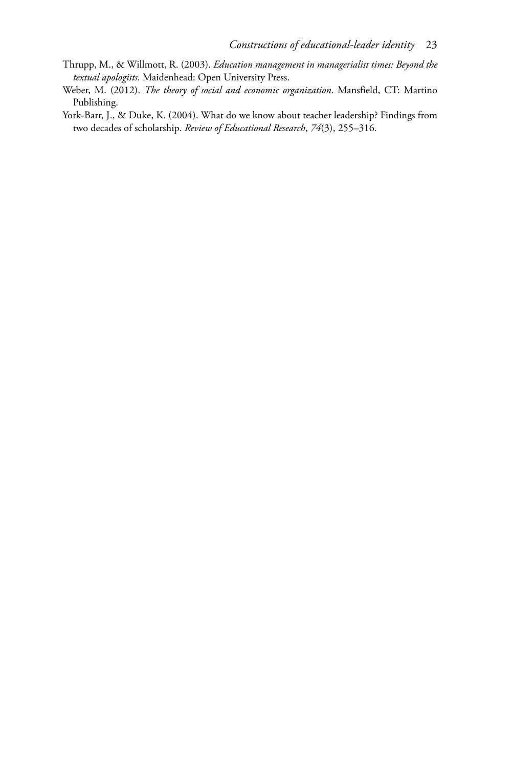Thrupp, M., & Willmott, R. (2003). *Education management in managerialist times: Beyond the textual apologists*. Maidenhead: Open University Press.

Weber, M. (2012). *The theory of social and economic organization*. Mansfield, CT: Martino Publishing.

York-Barr, J., & Duke, K. (2004). What do we know about teacher leadership? Findings from two decades of scholarship. *Review of Educational Research*, *74*(3), 255–316.